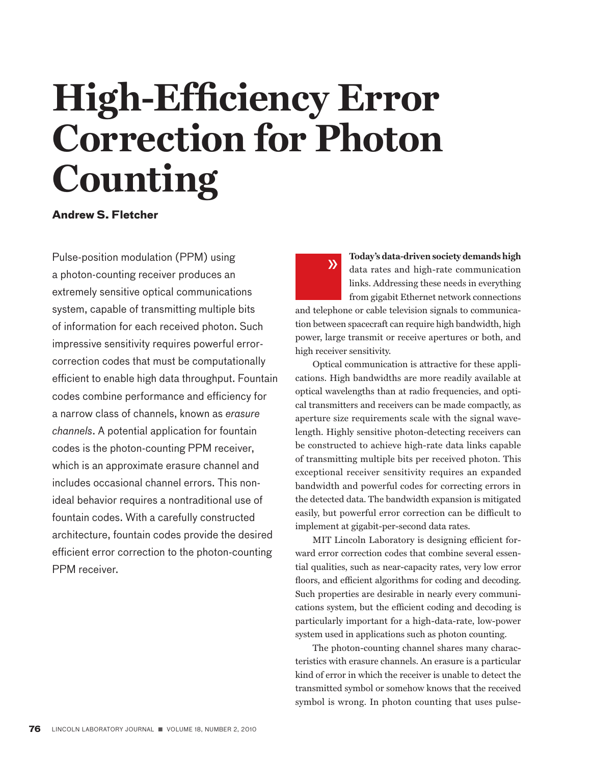# High-Efficiency Error Correction for Photon Counting

**Andrew S. Fletcher**

Pulse-position modulation (PPM) using a photon-counting receiver produces an extremely sensitive optical communications system, capable of transmitting multiple bits of information for each received photon. Such impressive sensitivity requires powerful error-correction codes that must be computationally efficient to enable high data throughput. Fountain codes combine performance and efficiency for a narrow class of channels, known as *erasure channels*. A potential application for fountain codes is the photon-counting PPM receiver, which is an approximate erasure channel and includes occasional channel errors. This non-ideal behavior requires a nontraditional use of fountain codes. With a carefully constructed architecture, fountain codes provide the desired efficient error correction to the photon-counting PPM receiver.

**Today's data-driven society demands high** data rates and high-rate communication links. Addressing these needs in everything from gigabit Ethernet network connections and telephone or cable television signals to communication between spacecraft can require high bandwidth, high power, large transmit or receive apertures or both, and high receiver sensitivity.

Optical communication is attractive for these applications. High bandwidths are more readily available at optical wavelengths than at radio frequencies, and optical transmitters and receivers can be made compactly, as aperture size requirements scale with the signal wavelength. Highly sensitive photon-detecting receivers can be constructed to achieve high-rate data links capable of transmitting multiple bits per received photon. This exceptional receiver sensitivity requires an expanded bandwidth and powerful codes for correcting errors in the detected data. The bandwidth expansion is mitigated easily, but powerful error correction can be difficult to implement at gigabit-per-second data rates.

MIT Lincoln Laboratory is designing efficient forward error correction codes that combine several essential qualities, such as near-capacity rates, very low error floors, and efficient algorithms for coding and decoding. Such properties are desirable in nearly every communications system, but the efficient coding and decoding is particularly important for a high-data-rate, low-power system used in applications such as photon counting.

The photon-counting channel shares many characteristics with erasure channels. An erasure is a particular kind of error in which the receiver is unable to detect the transmitted symbol or somehow knows that the received symbol is wrong. In photon counting that uses pulse-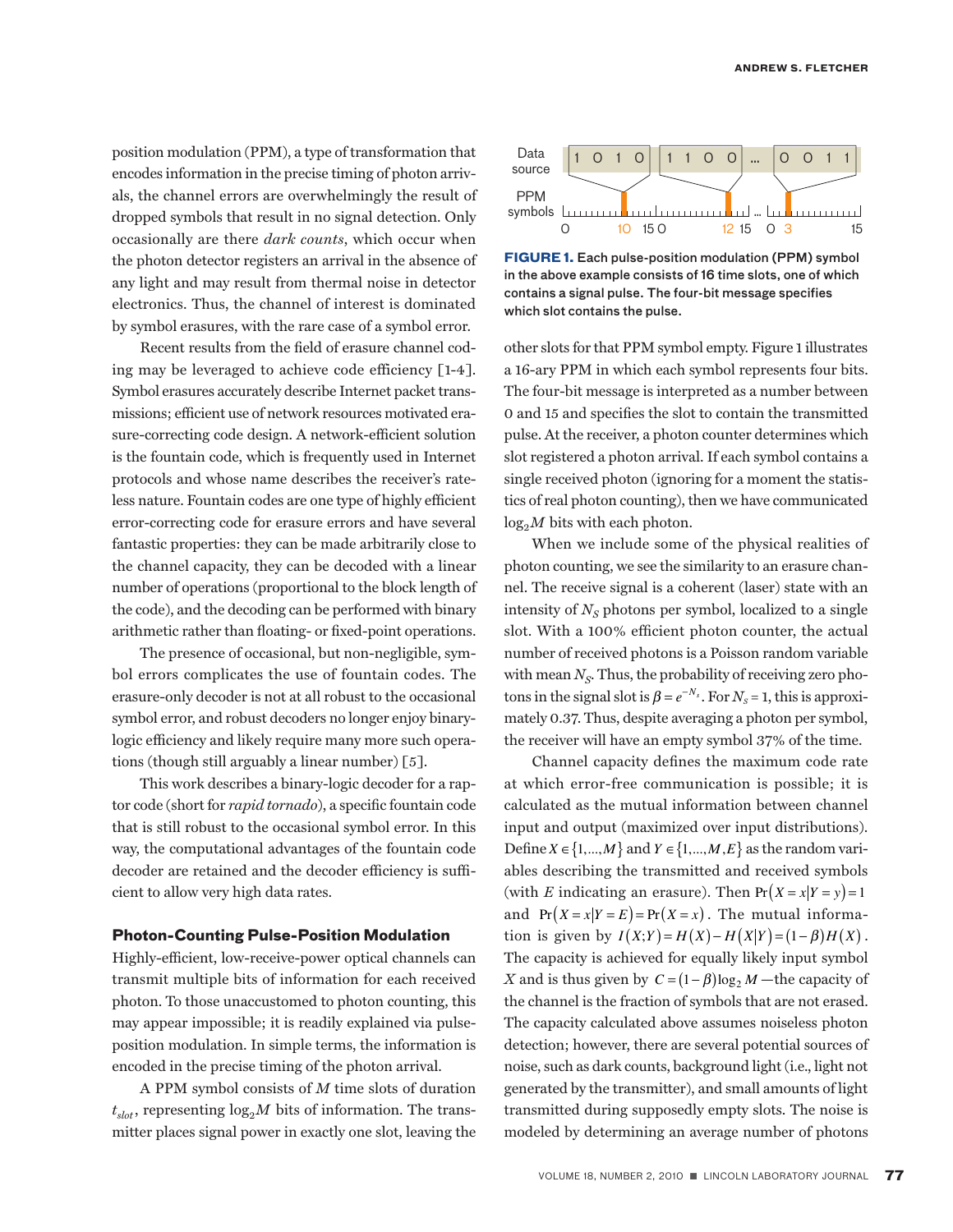position modulation (PPM), a type of transformation that encodes information in the precise timing of photon arrivals, the channel errors are overwhelmingly the result of dropped symbols that result in no signal detection. Only occasionally are there *dark counts*, which occur when the photon detector registers an arrival in the absence of any light and may result from thermal noise in detector electronics. Thus, the channel of interest is dominated by symbol erasures, with the rare case of a symbol error.

Recent results from the field of erasure channel coding may be leveraged to achieve code efficiency [1-4]. Symbol erasures accurately describe Internet packet transmissions; efficient use of network resources motivated erasure-correcting code design. A network-efficient solution is the fountain code, which is frequently used in Internet protocols and whose name describes the receiver's rateless nature. Fountain codes are one type of highly efficient error-correcting code for erasure errors and have several fantastic properties: they can be made arbitrarily close to the channel capacity, they can be decoded with a linear number of operations (proportional to the block length of the code), and the decoding can be performed with binary arithmetic rather than floating- or fixed-point operations.

The presence of occasional, but non-negligible, symbol errors complicates the use of fountain codes. The erasure-only decoder is not at all robust to the occasional symbol error, and robust decoders no longer enjoy binary-logic efficiency and likely require many more such operations (though still arguably a linear number) [5].

This work describes a binary-logic decoder for a raptor code (short for *rapid tornado*), a specific fountain code that is still robust to the occasional symbol error. In this way, the computational advantages of the fountain code decoder are retained and the decoder efficiency is sufficient to allow very high data rates.

## Photon-Counting Pulse-Position Modulation

Highly-efficient, low-receive-power optical channels can transmit multiple bits of information for each received photon. To those unaccustomed to photon counting, this may appear impossible; it is readily explained via pulse-position modulation. In simple terms, the information is encoded in the precise timing of the photon arrival.

A PPM symbol consists of $M$ time slots of duration $t_{slot}$, representing $\log_2 M$ bits of information. The transmitter places signal power in exactly one slot, leaving the other slots for that PPM symbol empty. Figure 1 illustrates a 16-ary PPM in which each symbol represents four bits. The four-bit message is interpreted as a number between 0 and 15 and specifies the slot to contain the transmitted pulse. At the receiver, a photon counter determines which slot registered a photon arrival. If each symbol contains a single received photon (ignoring for a moment the statistics of real photon counting), then we have communicated $\log_2 M$ bits with each photon.

**FIGURE 1.** Each pulse-position modulation (PPM) symbol in the above example consists of 16 time slots, one of which contains a signal pulse. The four-bit message specifies which slot contains the pulse.

When we include some of the physical realities of photon counting, we see the similarity to an erasure channel. The receive signal is a coherent (laser) state with an intensity of $N_S$ photons per symbol, localized to a single slot. With a 100% efficient photon counter, the actual number of received photons is a Poisson random variable with mean $N_S$. Thus, the probability of receiving zero photons in the signal slot is $\beta = e^{-N_s}$. For $N_S = 1$, this is approximately 0.37. Thus, despite averaging a photon per symbol, the receiver will have an empty symbol 37% of the time.

Channel capacity defines the maximum code rate at which error-free communication is possible; it is calculated as the mutual information between channel input and output (maximized over input distributions). Define $X \in \{1,\ldots,M\}$ and $Y \in \{1,\ldots,M,E\}$ as the random variables describing the transmitted and received symbols (with $E$ indicating an erasure). Then $\Pr(X = x | Y = y) = 1$ and $\Pr(X = x | Y = E) = \Pr(X = x)$. The mutual information is given by $I(X;Y) = H(X) - H(X|Y) = (1-\beta)H(X)$. The capacity is achieved for equally likely input symbol $X$ and is thus given by $C = (1-\beta)\log_2 M$ —the capacity of the channel is the fraction of symbols that are not erased. The capacity calculated above assumes noiseless photon detection; however, there are several potential sources of noise, such as dark counts, background light (i.e., light not generated by the transmitter), and small amounts of light transmitted during supposedly empty slots. The noise is modeled by determining an average number of photons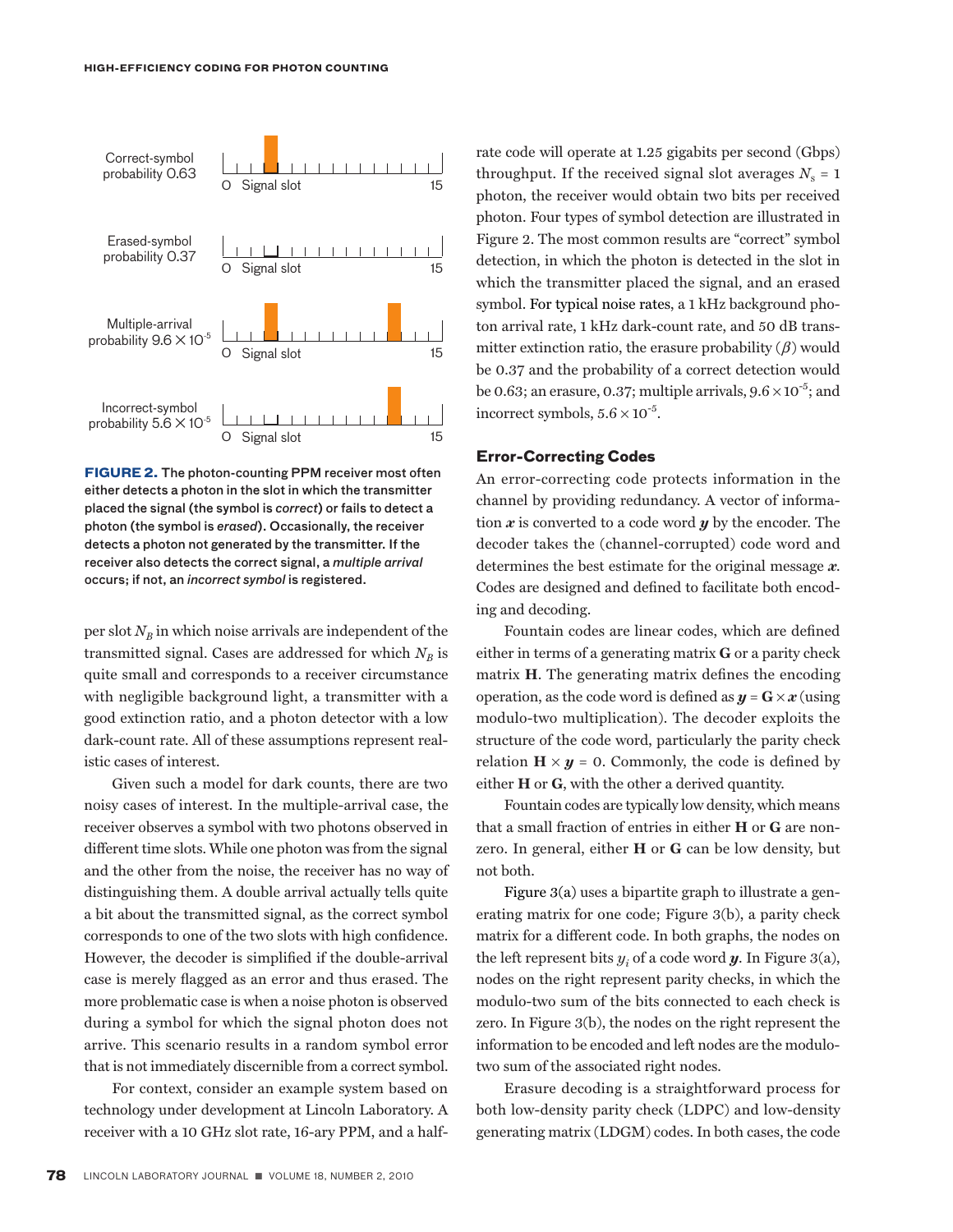Correct-symbol probability 0.63

Erased-symbol probability 0.37

Multiple-arrival probability $9.6 \times 10^{-5}$

Incorrect-symbol probability $5.6 \times 10^{-5}$

**FIGURE 2.** The photon-counting PPM receiver most often either detects a photon in the slot in which the transmitter placed the signal (the symbol is *correct*) or fails to detect a photon (the symbol is *erased*). Occasionally, the receiver detects a photon not generated by the transmitter. If the receiver also detects the correct signal, a *multiple arrival* occurs; if not, an *incorrect symbol* is registered.

per slot $N_B$ in which noise arrivals are independent of the transmitted signal. Cases are addressed for which $N_B$ is quite small and corresponds to a receiver circumstance with negligible background light, a transmitter with a good extinction ratio, and a photon detector with a low dark-count rate. All of these assumptions represent realistic cases of interest.

Given such a model for dark counts, there are two noisy cases of interest. In the multiple-arrival case, the receiver observes a symbol with two photons observed in different time slots. While one photon was from the signal and the other from the noise, the receiver has no way of distinguishing them. A double arrival actually tells quite a bit about the transmitted signal, as the correct symbol corresponds to one of the two slots with high confidence. However, the decoder is simplified if the double-arrival case is merely flagged as an error and thus erased. The more problematic case is when a noise photon is observed during a symbol for which the signal photon does not arrive. This scenario results in a random symbol error that is not immediately discernible from a correct symbol.

For context, consider an example system based on technology under development at Lincoln Laboratory. A receiver with a 10 GHz slot rate, 16-ary PPM, and a half-rate code will operate at 1.25 gigabits per second (Gbps) throughput. If the received signal slot averages $N_s = 1$ photon, the receiver would obtain two bits per received photon. Four types of symbol detection are illustrated in Figure 2. The most common results are "correct" symbol detection, in which the photon is detected in the slot in which the transmitter placed the signal, and an erased symbol. For typical noise rates, a 1 kHz background photon arrival rate, 1 kHz dark-count rate, and 50 dB transmitter extinction ratio, the erasure probability ($\beta$) would be 0.37 and the probability of a correct detection would be 0.63; an erasure, 0.37; multiple arrivals, $9.6 \times 10^{-5}$; and incorrect symbols, $5.6 \times 10^{-5}$.

## Error-Correcting Codes

An error-correcting code protects information in the channel by providing redundancy. A vector of information $\boldsymbol{x}$ is converted to a code word $\boldsymbol{y}$ by the encoder. The decoder takes the (channel-corrupted) code word and determines the best estimate for the original message $\boldsymbol{x}$. Codes are designed and defined to facilitate both encoding and decoding.

Fountain codes are linear codes, which are defined either in terms of a generating matrix $\mathbf{G}$ or a parity check matrix $\mathbf{H}$. The generating matrix defines the encoding operation, as the code word is defined as $\boldsymbol{y} = \mathbf{G} \times \boldsymbol{x}$ (using modulo-two multiplication). The decoder exploits the structure of the code word, particularly the parity check relation $\mathbf{H} \times \boldsymbol{y} = 0$. Commonly, the code is defined by either $\mathbf{H}$ or $\mathbf{G}$, with the other a derived quantity.

Fountain codes are typically low density, which means that a small fraction of entries in either $\mathbf{H}$ or $\mathbf{G}$ are nonzero. In general, either $\mathbf{H}$ or $\mathbf{G}$ can be low density, but not both.

Figure 3(a) uses a bipartite graph to illustrate a generating matrix for one code; Figure 3(b), a parity check matrix for a different code. In both graphs, the nodes on the left represent bits $y_i$ of a code word $\boldsymbol{y}$. In Figure 3(a), nodes on the right represent parity checks, in which the modulo-two sum of the bits connected to each check is zero. In Figure 3(b), the nodes on the right represent the information to be encoded and left nodes are the modulo-two sum of the associated right nodes.

Erasure decoding is a straightforward process for both low-density parity check (LDPC) and low-density generating matrix (LDGM) codes. In both cases, the code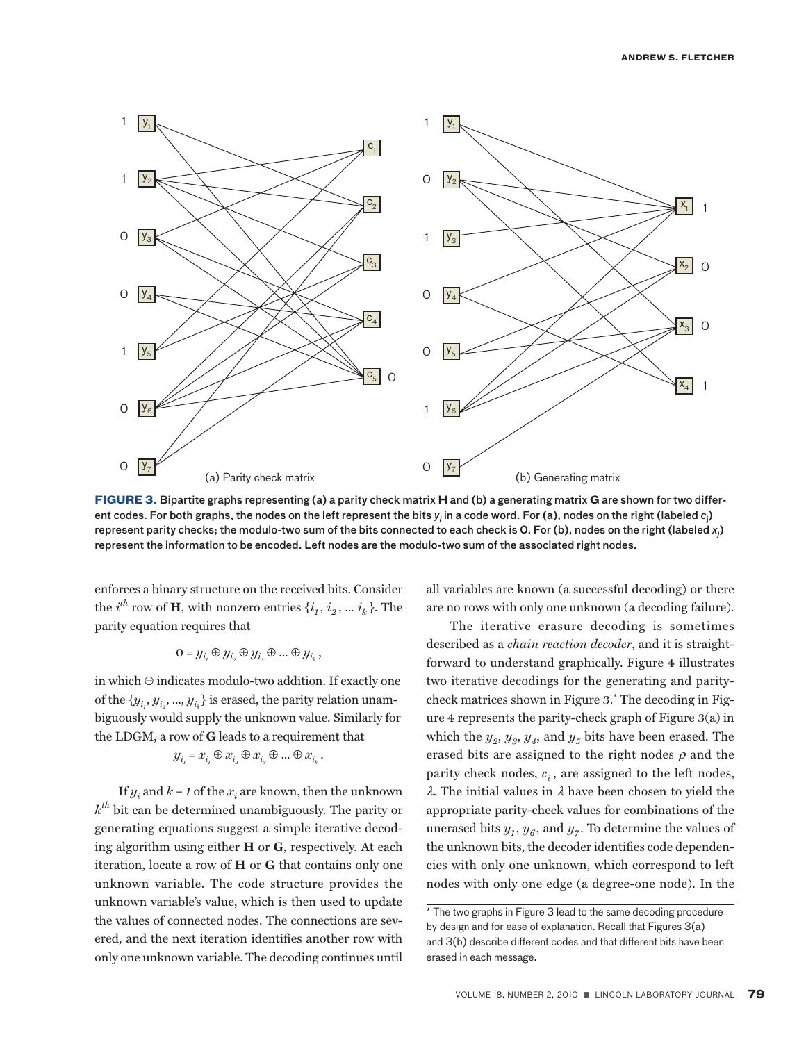(a) Parity check matrix

(b) Generating matrix

**FIGURE 3.** Bipartite graphs representing (a) a parity check matrix **H** and (b) a generating matrix **G** are shown for two different codes. For both graphs, the nodes on the left represent the bits $y_i$ in a code word. For (a), nodes on the right (labeled $c_j$) represent parity checks; the modulo-two sum of the bits connected to each check is 0. For (b), nodes on the right (labeled $x_j$) represent the information to be encoded. Left nodes are the modulo-two sum of the associated right nodes.

enforces a binary structure on the received bits. Consider the $i^{th}$ row of **H**, with nonzero entries $\{i_1, i_2, \ldots i_k\}$. The parity equation requires that

$$0 = y_{i_1} \oplus y_{i_2} \oplus y_{i_3} \oplus \ldots \oplus y_{i_k},$$

in which $\oplus$ indicates modulo-two addition. If exactly one of the $\{y_{i_1}, y_{i_2}, \ldots, y_{i_k}\}$ is erased, the parity relation unambiguously would supply the unknown value. Similarly for the LDGM, a row of **G** leads to a requirement that

$$y_{i_1} = x_{i_1} \oplus x_{i_2} \oplus x_{i_3} \oplus \ldots \oplus x_{i_k}.$$

If $y_i$ and $k - 1$ of the $x_i$ are known, then the unknown $k^{th}$ bit can be determined unambiguously. The parity or generating equations suggest a simple iterative decoding algorithm using either **H** or **G**, respectively. At each iteration, locate a row of **H** or **G** that contains only one unknown variable. The code structure provides the unknown variable's value, which is then used to update the values of connected nodes. The connections are severed, and the next iteration identifies another row with only one unknown variable. The decoding continues until all variables are known (a successful decoding) or there are no rows with only one unknown (a decoding failure).

The iterative erasure decoding is sometimes described as a *chain reaction decoder*, and it is straightforward to understand graphically. Figure 4 illustrates two iterative decodings for the generating and parity-check matrices shown in Figure 3.* The decoding in Figure 4 represents the parity-check graph of Figure 3(a) in which the $y_2$, $y_3$, $y_4$, and $y_5$ bits have been erased. The erased bits are assigned to the right nodes $\rho$ and the parity check nodes, $c_i$, are assigned to the left nodes, $\lambda$. The initial values in $\lambda$ have been chosen to yield the appropriate parity-check values for combinations of the unerased bits $y_1$, $y_6$, and $y_7$. To determine the values of the unknown bits, the decoder identifies code dependencies with only one unknown, which correspond to left nodes with only one edge (a degree-one node). In the

\* The two graphs in Figure 3 lead to the same decoding procedure by design and for ease of explanation. Recall that Figures 3(a) and 3(b) describe different codes and that different bits have been erased in each message.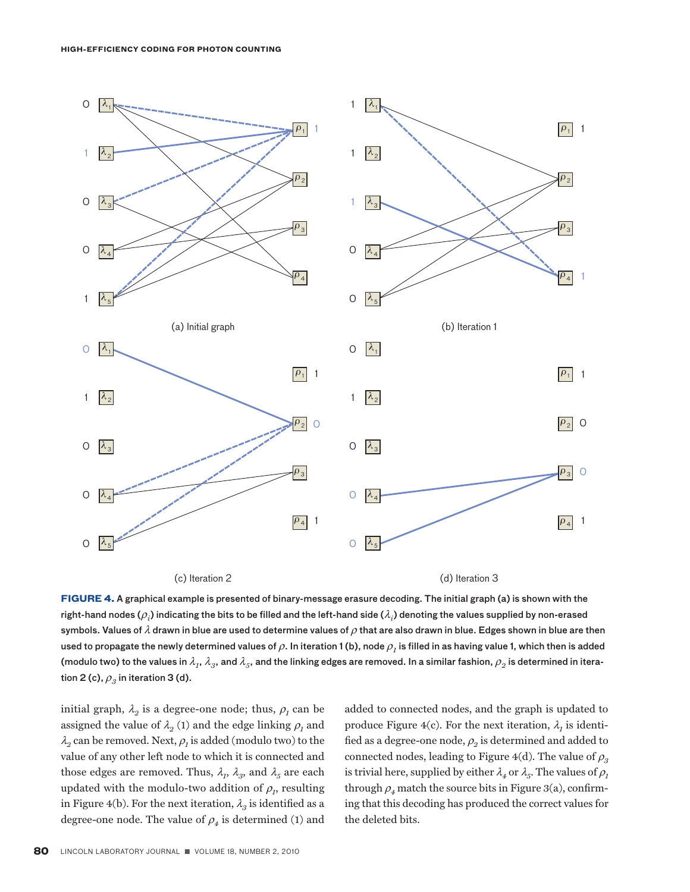(a) Initial graph

(b) Iteration 1

(c) Iteration 2

(d) Iteration 3

**FIGURE 4.** A graphical example is presented of binary-message erasure decoding. The initial graph (a) is shown with the right-hand nodes ($\rho_i$) indicating the bits to be filled and the left-hand side ($\lambda_i$) denoting the values supplied by non-erased symbols. Values of $\lambda$ drawn in blue are used to determine values of $\rho$ that are also drawn in blue. Edges shown in blue are then used to propagate the newly determined values of $\rho$. In iteration 1 (b), node $\rho_1$ is filled in as having value 1, which then is added (modulo two) to the values in $\lambda_1$, $\lambda_3$, and $\lambda_5$, and the linking edges are removed. In a similar fashion, $\rho_2$ is determined in iteration 2 (c), $\rho_3$ in iteration 3 (d).

initial graph, $\lambda_2$ is a degree-one node; thus, $\rho_1$ can be assigned the value of $\lambda_2$ (1) and the edge linking $\rho_1$ and $\lambda_2$ can be removed. Next, $\rho_1$ is added (modulo two) to the value of any other left node to which it is connected and those edges are removed. Thus, $\lambda_1$, $\lambda_3$, and $\lambda_5$ are each updated with the modulo-two addition of $\rho_1$, resulting in Figure 4(b). For the next iteration, $\lambda_3$ is identified as a degree-one node. The value of $\rho_4$ is determined (1) and added to connected nodes, and the graph is updated to produce Figure 4(c). For the next iteration, $\lambda_1$ is identified as a degree-one node, $\rho_2$ is determined and added to connected nodes, leading to Figure 4(d). The value of $\rho_3$ is trivial here, supplied by either $\lambda_4$ or $\lambda_5$. The values of $\rho_1$ through $\rho_4$ match the source bits in Figure 3(a), confirming that this decoding has produced the correct values for the deleted bits.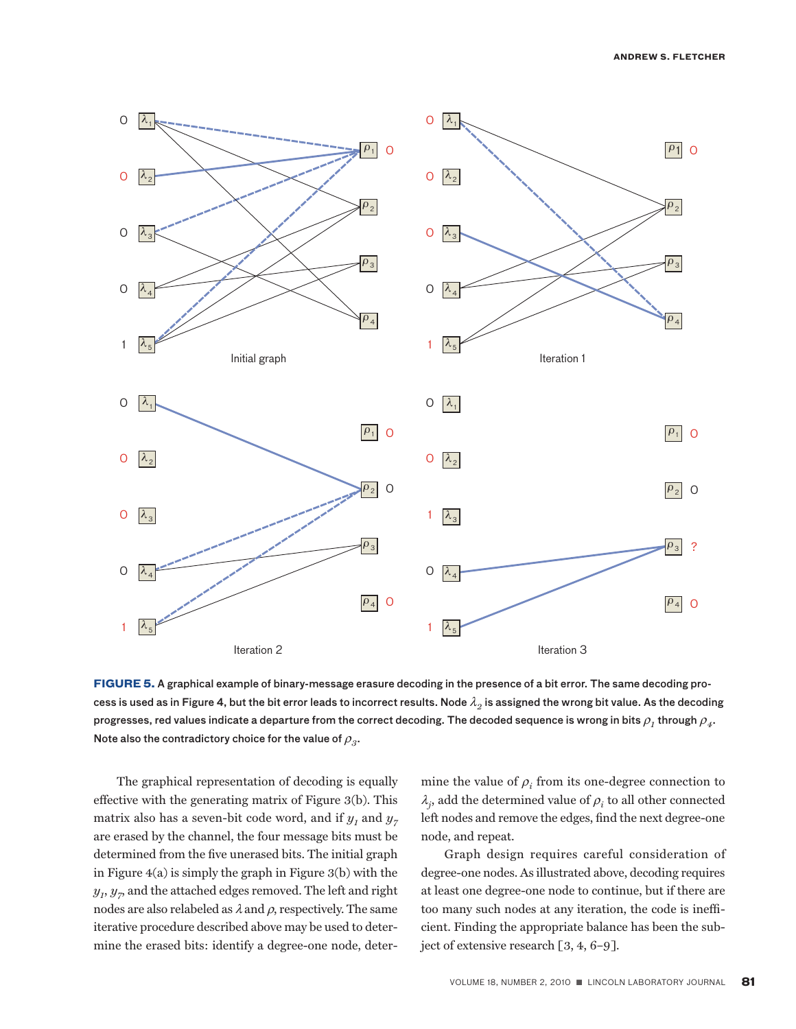**FIGURE 5.** A graphical example of binary-message erasure decoding in the presence of a bit error. The same decoding process is used as in Figure 4, but the bit error leads to incorrect results. Node $\lambda_2$ is assigned the wrong bit value. As the decoding progresses, red values indicate a departure from the correct decoding. The decoded sequence is wrong in bits $\rho_1$ through $\rho_4$. Note also the contradictory choice for the value of $\rho_3$.

The graphical representation of decoding is equally effective with the generating matrix of Figure 3(b). This matrix also has a seven-bit code word, and if $y_1$ and $y_7$ are erased by the channel, the four message bits must be determined from the five unerased bits. The initial graph in Figure 4(a) is simply the graph in Figure 3(b) with the $y_1$, $y_7$, and the attached edges removed. The left and right nodes are also relabeled as $\lambda$ and $\rho$, respectively. The same iterative procedure described above may be used to determine the erased bits: identify a degree-one node, determine the value of $\rho_i$ from its one-degree connection to $\lambda_j$, add the determined value of $\rho_i$ to all other connected left nodes and remove the edges, find the next degree-one node, and repeat.

Graph design requires careful consideration of degree-one nodes. As illustrated above, decoding requires at least one degree-one node to continue, but if there are too many such nodes at any iteration, the code is inefficient. Finding the appropriate balance has been the subject of extensive research [3, 4, 6–9].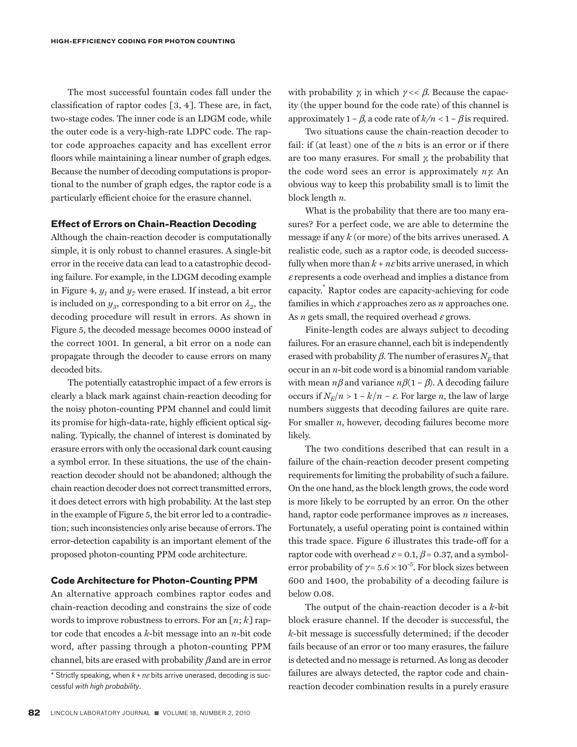The most successful fountain codes fall under the classification of raptor codes [3, 4]. These are, in fact, two-stage codes. The inner code is an LDGM code, while the outer code is a very-high-rate LDPC code. The raptor code approaches capacity and has excellent error floors while maintaining a linear number of graph edges. Because the number of decoding computations is proportional to the number of graph edges, the raptor code is a particularly efficient choice for the erasure channel.

### Effect of Errors on Chain-Reaction Decoding

Although the chain-reaction decoder is computationally simple, it is only robust to channel erasures. A single-bit error in the receive data can lead to a catastrophic decoding failure. For example, in the LDGM decoding example in Figure 4, $y_1$ and $y_7$ were erased. If instead, a bit error is included on $y_3$, corresponding to a bit error on $\lambda_2$, the decoding procedure will result in errors. As shown in Figure 5, the decoded message becomes 0000 instead of the correct 1001. In general, a bit error on a node can propagate through the decoder to cause errors on many decoded bits.

The potentially catastrophic impact of a few errors is clearly a black mark against chain-reaction decoding for the noisy photon-counting PPM channel and could limit its promise for high-data-rate, highly efficient optical signaling. Typically, the channel of interest is dominated by erasure errors with only the occasional dark count causing a symbol error. In these situations, the use of the chain-reaction decoder should not be abandoned; although the chain reaction decoder does not correct transmitted errors, it does detect errors with high probability. At the last step in the example of Figure 5, the bit error led to a contradiction; such inconsistencies only arise because of errors. The error-detection capability is an important element of the proposed photon-counting PPM code architecture.

### Code Architecture for Photon-Counting PPM

An alternative approach combines raptor codes and chain-reaction decoding and constrains the size of code words to improve robustness to errors. For an $[n; k]$ raptor code that encodes a $k$-bit message into an $n$-bit code word, after passing through a photon-counting PPM channel, bits are erased with probability $\beta$ and are in error with probability $\gamma$, in which $\gamma << \beta$. Because the capacity (the upper bound for the code rate) of this channel is approximately $1 - \beta$, a code rate of $k/n < 1 - \beta$ is required.

Two situations cause the chain-reaction decoder to fail: if (at least) one of the $n$ bits is an error or if there are too many erasures. For small $\gamma$, the probability that the code word sees an error is approximately $n\gamma$. An obvious way to keep this probability small is to limit the block length $n$.

What is the probability that there are too many erasures? For a perfect code, we are able to determine the message if any $k$ (or more) of the bits arrives unerased. A realistic code, such as a raptor code, is decoded successfully when more than $k + n\varepsilon$ bits arrive unerased, in which $\varepsilon$ represents a code overhead and implies a distance from capacity.* Raptor codes are capacity-achieving for code families in which $\varepsilon$ approaches zero as $n$ approaches one. As $n$ gets small, the required overhead $\varepsilon$ grows.

Finite-length codes are always subject to decoding failures. For an erasure channel, each bit is independently erased with probability $\beta$. The number of erasures $N_E$ that occur in an $n$-bit code word is a binomial random variable with mean $n\beta$ and variance $n\beta(1 - \beta)$. A decoding failure occurs if $N_E/n > 1 - k/n - \varepsilon$. For large $n$, the law of large numbers suggests that decoding failures are quite rare. For smaller $n$, however, decoding failures become more likely.

The two conditions described that can result in a failure of the chain-reaction decoder present competing requirements for limiting the probability of such a failure. On the one hand, as the block length grows, the code word is more likely to be corrupted by an error. On the other hand, raptor code performance improves as $n$ increases. Fortunately, a useful operating point is contained within this trade space. Figure 6 illustrates this trade-off for a raptor code with overhead $\varepsilon = 0.1$, $\beta = 0.37$, and a symbol-error probability of $\gamma = 5.6 \times 10^{-5}$. For block sizes between 600 and 1400, the probability of a decoding failure is below 0.08.

The output of the chain-reaction decoder is a $k$-bit block erasure channel. If the decoder is successful, the $k$-bit message is successfully determined; if the decoder fails because of an error or too many erasures, the failure is detected and no message is returned. As long as decoder failures are always detected, the raptor code and chain-reaction decoder combination results in a purely erasure

\* Strictly speaking, when $k + n\varepsilon$ bits arrive unerased, decoding is successful *with high probability*.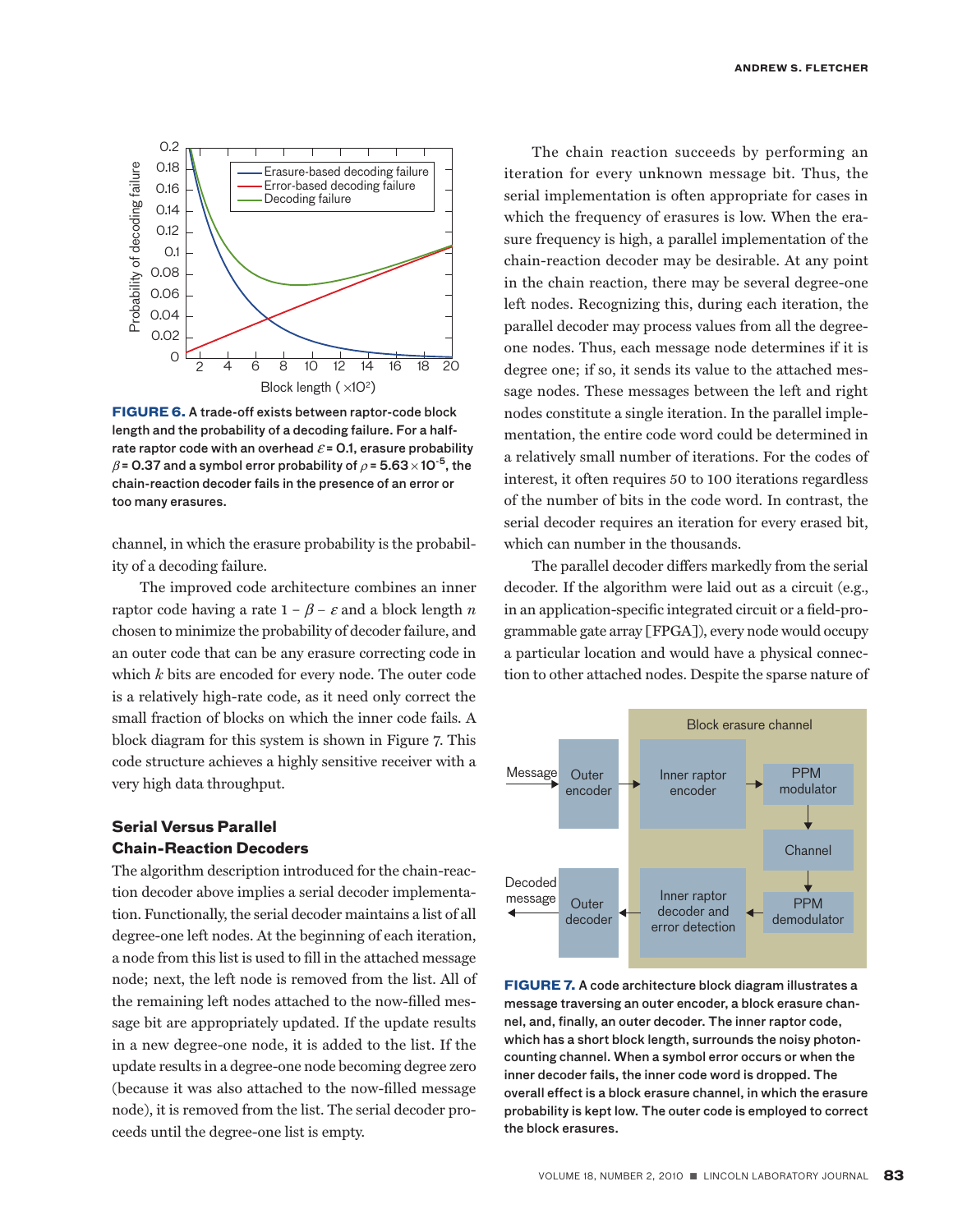**FIGURE 6.** A trade-off exists between raptor-code block length and the probability of a decoding failure. For a half-rate raptor code with an overhead $\varepsilon$ = 0.1, erasure probability $\beta$ = 0.37 and a symbol error probability of $\rho = 5.63 \times 10^{-5}$, the chain-reaction decoder fails in the presence of an error or too many erasures.

channel, in which the erasure probability is the probability of a decoding failure.

The improved code architecture combines an inner raptor code having a rate $1 - \beta - \varepsilon$ and a block length $n$ chosen to minimize the probability of decoder failure, and an outer code that can be any erasure correcting code in which $k$ bits are encoded for every node. The outer code is a relatively high-rate code, as it need only correct the small fraction of blocks on which the inner code fails. A block diagram for this system is shown in Figure 7. This code structure achieves a highly sensitive receiver with a very high data throughput.

### Serial Versus Parallel Chain-Reaction Decoders

The algorithm description introduced for the chain-reaction decoder above implies a serial decoder implementation. Functionally, the serial decoder maintains a list of all degree-one left nodes. At the beginning of each iteration, a node from this list is used to fill in the attached message node; next, the left node is removed from the list. All of the remaining left nodes attached to the now-filled message bit are appropriately updated. If the update results in a new degree-one node, it is added to the list. If the update results in a degree-one node becoming degree zero (because it was also attached to the now-filled message node), it is removed from the list. The serial decoder proceeds until the degree-one list is empty.

The chain reaction succeeds by performing an iteration for every unknown message bit. Thus, the serial implementation is often appropriate for cases in which the frequency of erasures is low. When the erasure frequency is high, a parallel implementation of the chain-reaction decoder may be desirable. At any point in the chain reaction, there may be several degree-one left nodes. Recognizing this, during each iteration, the parallel decoder may process values from all the degree-one nodes. Thus, each message node determines if it is degree one; if so, it sends its value to the attached message nodes. These messages between the left and right nodes constitute a single iteration. In the parallel implementation, the entire code word could be determined in a relatively small number of iterations. For the codes of interest, it often requires 50 to 100 iterations regardless of the number of bits in the code word. In contrast, the serial decoder requires an iteration for every erased bit, which can number in the thousands.

The parallel decoder differs markedly from the serial decoder. If the algorithm were laid out as a circuit (e.g., in an application-specific integrated circuit or a field-programmable gate array [FPGA]), every node would occupy a particular location and would have a physical connection to other attached nodes. Despite the sparse nature of

**FIGURE 7.** A code architecture block diagram illustrates a message traversing an outer encoder, a block erasure channel, and, finally, an outer decoder. The inner raptor code, which has a short block length, surrounds the noisy photon-counting channel. When a symbol error occurs or when the inner decoder fails, the inner code word is dropped. The overall effect is a block erasure channel, in which the erasure probability is kept low. The outer code is employed to correct the block erasures.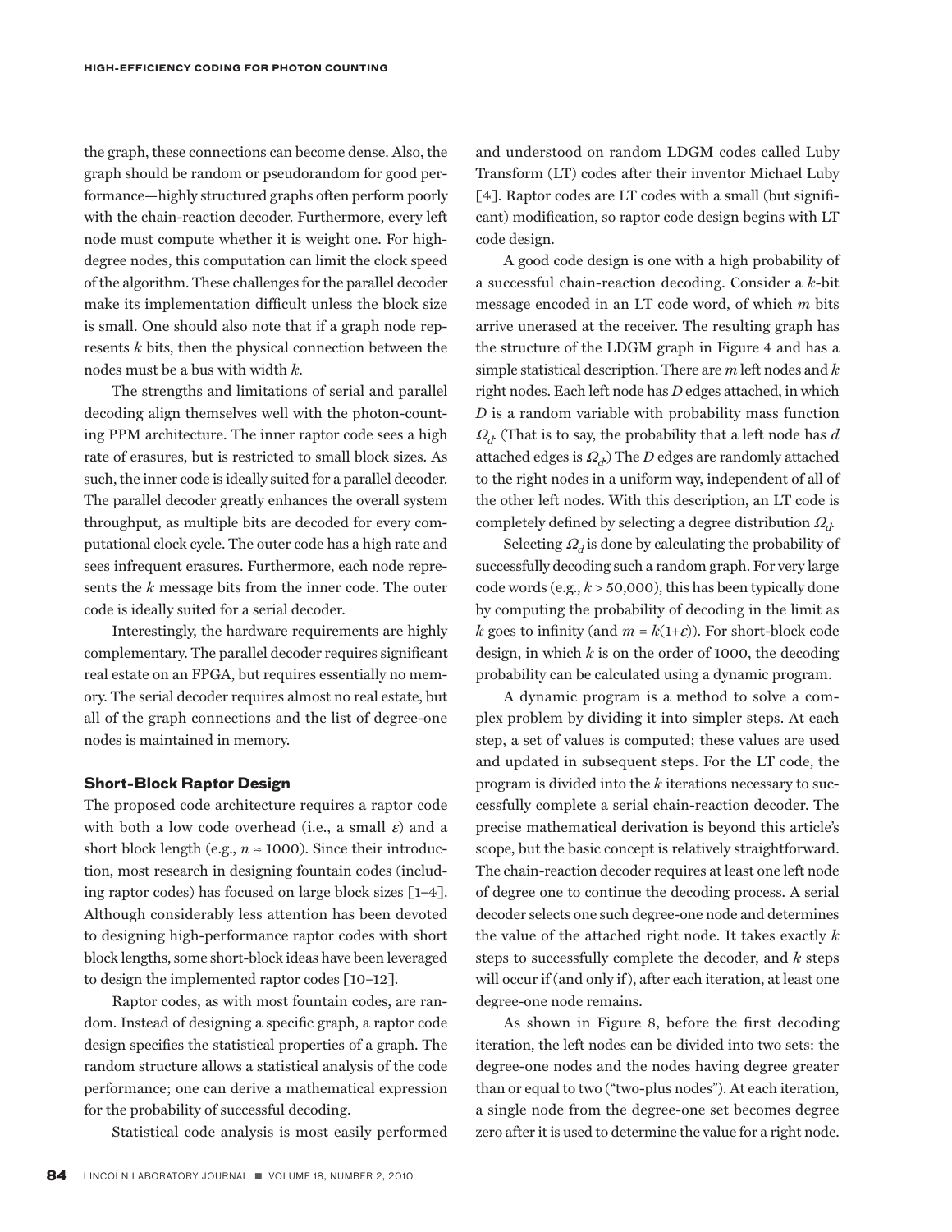the graph, these connections can become dense. Also, the graph should be random or pseudorandom for good performance—highly structured graphs often perform poorly with the chain-reaction decoder. Furthermore, every left node must compute whether it is weight one. For high-degree nodes, this computation can limit the clock speed of the algorithm. These challenges for the parallel decoder make its implementation difficult unless the block size is small. One should also note that if a graph node represents $k$ bits, then the physical connection between the nodes must be a bus with width $k$.

The strengths and limitations of serial and parallel decoding align themselves well with the photon-counting PPM architecture. The inner raptor code sees a high rate of erasures, but is restricted to small block sizes. As such, the inner code is ideally suited for a parallel decoder. The parallel decoder greatly enhances the overall system throughput, as multiple bits are decoded for every computational clock cycle. The outer code has a high rate and sees infrequent erasures. Furthermore, each node represents the $k$ message bits from the inner code. The outer code is ideally suited for a serial decoder.

Interestingly, the hardware requirements are highly complementary. The parallel decoder requires significant real estate on an FPGA, but requires essentially no memory. The serial decoder requires almost no real estate, but all of the graph connections and the list of degree-one nodes is maintained in memory.

### Short-Block Raptor Design

The proposed code architecture requires a raptor code with both a low code overhead (i.e., a small $\varepsilon$) and a short block length (e.g., $n \approx 1000$). Since their introduction, most research in designing fountain codes (including raptor codes) has focused on large block sizes [1–4]. Although considerably less attention has been devoted to designing high-performance raptor codes with short block lengths, some short-block ideas have been leveraged to design the implemented raptor codes [10–12].

Raptor codes, as with most fountain codes, are random. Instead of designing a specific graph, a raptor code design specifies the statistical properties of a graph. The random structure allows a statistical analysis of the code performance; one can derive a mathematical expression for the probability of successful decoding.

Statistical code analysis is most easily performed and understood on random LDGM codes called Luby Transform (LT) codes after their inventor Michael Luby [4]. Raptor codes are LT codes with a small (but significant) modification, so raptor code design begins with LT code design.

A good code design is one with a high probability of a successful chain-reaction decoding. Consider a $k$-bit message encoded in an LT code word, of which $m$ bits arrive unerased at the receiver. The resulting graph has the structure of the LDGM graph in Figure 4 and has a simple statistical description. There are $m$ left nodes and $k$ right nodes. Each left node has $D$ edges attached, in which $D$ is a random variable with probability mass function $\Omega_d$. (That is to say, the probability that a left node has $d$ attached edges is $\Omega_d$.) The $D$ edges are randomly attached to the right nodes in a uniform way, independent of all of the other left nodes. With this description, an LT code is completely defined by selecting a degree distribution $\Omega_d$.

Selecting $\Omega_d$ is done by calculating the probability of successfully decoding such a random graph. For very large code words (e.g., $k > 50{,}000$), this has been typically done by computing the probability of decoding in the limit as $k$ goes to infinity (and $m = k(1+\varepsilon)$). For short-block code design, in which $k$ is on the order of 1000, the decoding probability can be calculated using a dynamic program.

A dynamic program is a method to solve a complex problem by dividing it into simpler steps. At each step, a set of values is computed; these values are used and updated in subsequent steps. For the LT code, the program is divided into the $k$ iterations necessary to successfully complete a serial chain-reaction decoder. The precise mathematical derivation is beyond this article's scope, but the basic concept is relatively straightforward. The chain-reaction decoder requires at least one left node of degree one to continue the decoding process. A serial decoder selects one such degree-one node and determines the value of the attached right node. It takes exactly $k$ steps to successfully complete the decoder, and $k$ steps will occur if (and only if), after each iteration, at least one degree-one node remains.

As shown in Figure 8, before the first decoding iteration, the left nodes can be divided into two sets: the degree-one nodes and the nodes having degree greater than or equal to two ("two-plus nodes"). At each iteration, a single node from the degree-one set becomes degree zero after it is used to determine the value for a right node.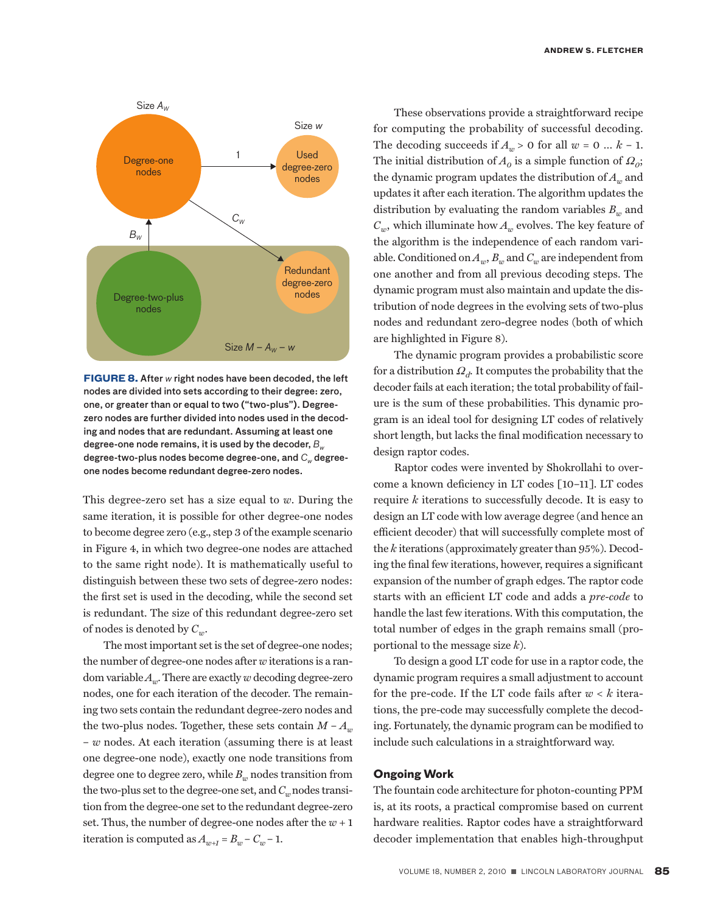**FIGURE 8.** After $w$ right nodes have been decoded, the left nodes are divided into sets according to their degree: zero, one, or greater than or equal to two ("two-plus"). Degree-zero nodes are further divided into nodes used in the decoding and nodes that are redundant. Assuming at least one degree-one node remains, it is used by the decoder, $B_w$ degree-two-plus nodes become degree-one, and $C_w$ degree-one nodes become redundant degree-zero nodes.

This degree-zero set has a size equal to $w$. During the same iteration, it is possible for other degree-one nodes to become degree zero (e.g., step 3 of the example scenario in Figure 4, in which two degree-one nodes are attached to the same right node). It is mathematically useful to distinguish between these two sets of degree-zero nodes: the first set is used in the decoding, while the second set is redundant. The size of this redundant degree-zero set of nodes is denoted by $C_w$.

The most important set is the set of degree-one nodes; the number of degree-one nodes after $w$ iterations is a random variable $A_w$. There are exactly $w$ decoding degree-zero nodes, one for each iteration of the decoder. The remaining two sets contain the redundant degree-zero nodes and the two-plus nodes. Together, these sets contain $M - A_w - w$ nodes. At each iteration (assuming there is at least one degree-one node), exactly one node transitions from degree one to degree zero, while $B_w$ nodes transition from the two-plus set to the degree-one set, and $C_w$ nodes transition from the degree-one set to the redundant degree-zero set. Thus, the number of degree-one nodes after the $w + 1$ iteration is computed as $A_{w+1} = B_w - C_w - 1$.

These observations provide a straightforward recipe for computing the probability of successful decoding. The decoding succeeds if $A_w > 0$ for all $w = 0 \dots k - 1$. The initial distribution of $A_0$ is a simple function of $\Omega_0$; the dynamic program updates the distribution of $A_w$ and updates it after each iteration. The algorithm updates the distribution by evaluating the random variables $B_w$ and $C_w$, which illuminate how $A_w$ evolves. The key feature of the algorithm is the independence of each random variable. Conditioned on $A_w$, $B_w$ and $C_w$ are independent from one another and from all previous decoding steps. The dynamic program must also maintain and update the distribution of node degrees in the evolving sets of two-plus nodes and redundant zero-degree nodes (both of which are highlighted in Figure 8).

The dynamic program provides a probabilistic score for a distribution $\Omega_d$. It computes the probability that the decoder fails at each iteration; the total probability of failure is the sum of these probabilities. This dynamic program is an ideal tool for designing LT codes of relatively short length, but lacks the final modification necessary to design raptor codes.

Raptor codes were invented by Shokrollahi to overcome a known deficiency in LT codes [10–11]. LT codes require $k$ iterations to successfully decode. It is easy to design an LT code with low average degree (and hence an efficient decoder) that will successfully complete most of the $k$ iterations (approximately greater than 95%). Decoding the final few iterations, however, requires a significant expansion of the number of graph edges. The raptor code starts with an efficient LT code and adds a *pre-code* to handle the last few iterations. With this computation, the total number of edges in the graph remains small (proportional to the message size $k$).

To design a good LT code for use in a raptor code, the dynamic program requires a small adjustment to account for the pre-code. If the LT code fails after $w < k$ iterations, the pre-code may successfully complete the decoding. Fortunately, the dynamic program can be modified to include such calculations in a straightforward way.

## Ongoing Work

The fountain code architecture for photon-counting PPM is, at its roots, a practical compromise based on current hardware realities. Raptor codes have a straightforward decoder implementation that enables high-throughput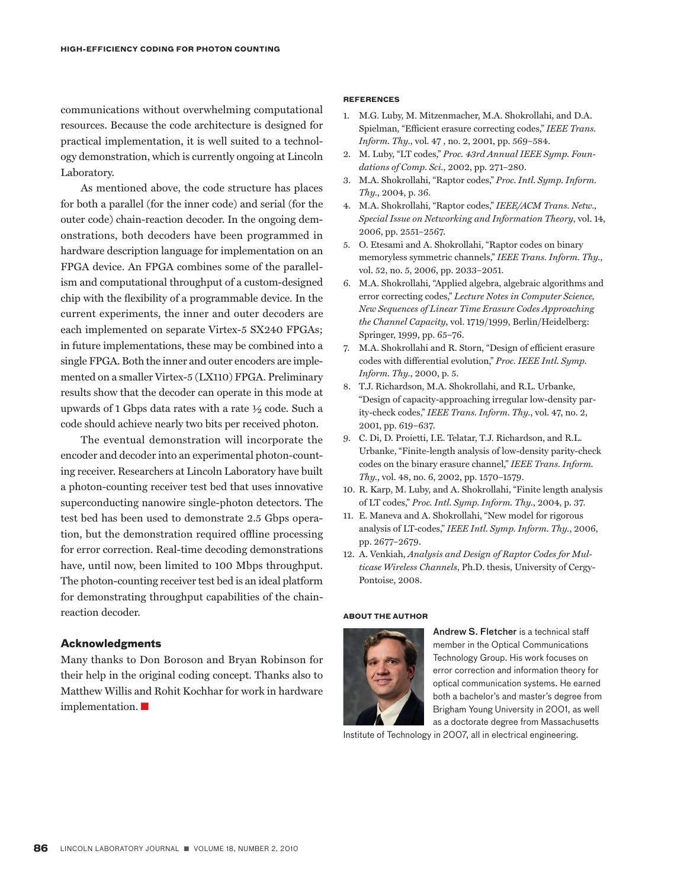communications without overwhelming computational resources. Because the code architecture is designed for practical implementation, it is well suited to a technology demonstration, which is currently ongoing at Lincoln Laboratory.

As mentioned above, the code structure has places for both a parallel (for the inner code) and serial (for the outer code) chain-reaction decoder. In the ongoing demonstrations, both decoders have been programmed in hardware description language for implementation on an FPGA device. An FPGA combines some of the parallelism and computational throughput of a custom-designed chip with the flexibility of a programmable device. In the current experiments, the inner and outer decoders are each implemented on separate Virtex-5 SX240 FPGAs; in future implementations, these may be combined into a single FPGA. Both the inner and outer encoders are implemented on a smaller Virtex-5 (LX110) FPGA. Preliminary results show that the decoder can operate in this mode at upwards of 1 Gbps data rates with a rate ½ code. Such a code should achieve nearly two bits per received photon.

The eventual demonstration will incorporate the encoder and decoder into an experimental photon-counting receiver. Researchers at Lincoln Laboratory have built a photon-counting receiver test bed that uses innovative superconducting nanowire single-photon detectors. The test bed has been used to demonstrate 2.5 Gbps operation, but the demonstration required offline processing for error correction. Real-time decoding demonstrations have, until now, been limited to 100 Mbps throughput. The photon-counting receiver test bed is an ideal platform for demonstrating throughput capabilities of the chain-reaction decoder.

### Acknowledgments

Many thanks to Don Boroson and Bryan Robinson for their help in the original coding concept. Thanks also to Matthew Willis and Rohit Kochhar for work in hardware implementation.

### REFERENCES

1. M.G. Luby, M. Mitzenmacher, M.A. Shokrollahi, and D.A. Spielman, "Efficient erasure correcting codes," *IEEE Trans. Inform. Thy.*, vol. 47 , no. 2, 2001, pp. 569–584.
2. M. Luby, "LT codes," *Proc. 43rd Annual IEEE Symp. Foundations of Comp. Sci.*, 2002, pp. 271–280.
3. M.A. Shokrollahi, "Raptor codes," *Proc. Intl. Symp. Inform. Thy.*, 2004, p. 36.
4. M.A. Shokrollahi, "Raptor codes," *IEEE/ACM Trans. Netw., Special Issue on Networking and Information Theory*, vol. 14, 2006, pp. 2551–2567.
5. O. Etesami and A. Shokrollahi, "Raptor codes on binary memoryless symmetric channels," *IEEE Trans. Inform. Thy.*, vol. 52, no. 5, 2006, pp. 2033–2051.
6. M.A. Shokrollahi, "Applied algebra, algebraic algorithms and error correcting codes," *Lecture Notes in Computer Science, New Sequences of Linear Time Erasure Codes Approaching the Channel Capacity*, vol. 1719/1999, Berlin/Heidelberg: Springer, 1999, pp. 65–76.
7. M.A. Shokrollahi and R. Storn, "Design of efficient erasure codes with differential evolution," *Proc. IEEE Intl. Symp. Inform. Thy.*, 2000, p. 5.
8. T.J. Richardson, M.A. Shokrollahi, and R.L. Urbanke, "Design of capacity-approaching irregular low-density parity-check codes," *IEEE Trans. Inform. Thy.*, vol. 47, no. 2, 2001, pp. 619–637.
9. C. Di, D. Proietti, I.E. Telatar, T.J. Richardson, and R.L. Urbanke, "Finite-length analysis of low-density parity-check codes on the binary erasure channel," *IEEE Trans. Inform. Thy.*, vol. 48, no. 6, 2002, pp. 1570–1579.
10. R. Karp, M. Luby, and A. Shokrollahi, "Finite length analysis of LT codes," *Proc. Intl. Symp. Inform. Thy.*, 2004, p. 37.
11. E. Maneva and A. Shokrollahi, "New model for rigorous analysis of LT-codes," *IEEE Intl. Symp. Inform. Thy.*, 2006, pp. 2677–2679.
12. A. Venkiah, *Analysis and Design of Raptor Codes for Multicase Wireless Channels*, Ph.D. thesis, University of Cergy-Pontoise, 2008.

### ABOUT THE AUTHOR

**Andrew S. Fletcher** is a technical staff member in the Optical Communications Technology Group. His work focuses on error correction and information theory for optical communication systems. He earned both a bachelor's and master's degree from Brigham Young University in 2001, as well as a doctorate degree from Massachusetts Institute of Technology in 2007, all in electrical engineering.